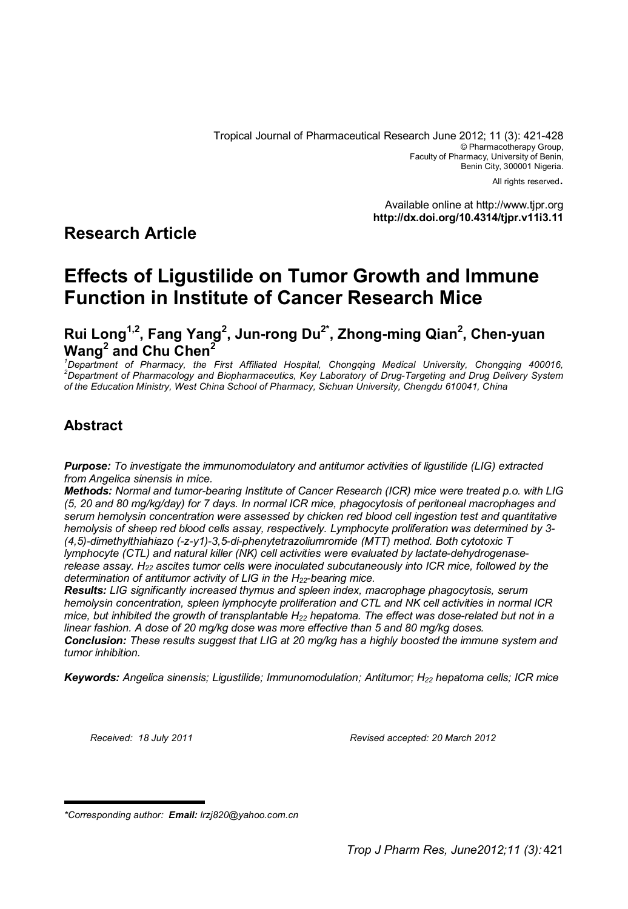Tropical Journal of Pharmaceutical Research June 2012; 11 (3): 421-428
© Pharmacotherapy Group,
Faculty of Pharmacy, University of Benin,
Benin City, 300001 Nigeria.
All rights reserved.

Available online at http://www.tjpr.org
**http://dx.doi.org/10.4314/tjpr.v11i3.11**

## Research Article

# Effects of Ligustilide on Tumor Growth and Immune Function in Institute of Cancer Research Mice

**Rui Long[1,2], Fang Yang[2], Jun-rong Du[2*], Zhong-ming Qian[2], Chen-yuan Wang[2] and Chu Chen[2]**

*[1]Department of Pharmacy, the First Affiliated Hospital, Chongqing Medical University, Chongqing 400016, [2]Department of Pharmacology and Biopharmaceutics, Key Laboratory of Drug-Targeting and Drug Delivery System of the Education Ministry, West China School of Pharmacy, Sichuan University, Chengdu 610041, China*

## Abstract

***Purpose:*** *To investigate the immunomodulatory and antitumor activities of ligustilide (LIG) extracted from Angelica sinensis in mice.*

***Methods:*** *Normal and tumor-bearing Institute of Cancer Research (ICR) mice were treated p.o. with LIG (5, 20 and 80 mg/kg/day) for 7 days. In normal ICR mice, phagocytosis of peritoneal macrophages and serum hemolysin concentration were assessed by chicken red blood cell ingestion test and quantitative hemolysis of sheep red blood cells assay, respectively. Lymphocyte proliferation was determined by 3-(4,5)-dimethylthiahiazo (-z-y1)-3,5-di-phenytetrazoliumromide (MTT) method. Both cytotoxic T lymphocyte (CTL) and natural killer (NK) cell activities were evaluated by lactate-dehydrogenase-release assay. $H_{22}$ ascites tumor cells were inoculated subcutaneously into ICR mice, followed by the determination of antitumor activity of LIG in the $H_{22}$-bearing mice.*

***Results:*** *LIG significantly increased thymus and spleen index, macrophage phagocytosis, serum hemolysin concentration, spleen lymphocyte proliferation and CTL and NK cell activities in normal ICR mice, but inhibited the growth of transplantable $H_{22}$ hepatoma. The effect was dose-related but not in a linear fashion. A dose of 20 mg/kg dose was more effective than 5 and 80 mg/kg doses.*

***Conclusion:*** *These results suggest that LIG at 20 mg/kg has a highly boosted the immune system and tumor inhibition.*

***Keywords:*** *Angelica sinensis; Ligustilide; Immunomodulation; Antitumor; $H_{22}$ hepatoma cells; ICR mice*

*Received: 18 July 2011* *Revised accepted: 20 March 2012*

---

*\*Corresponding author:* ***Email:*** *lrzj820@yahoo.com.cn*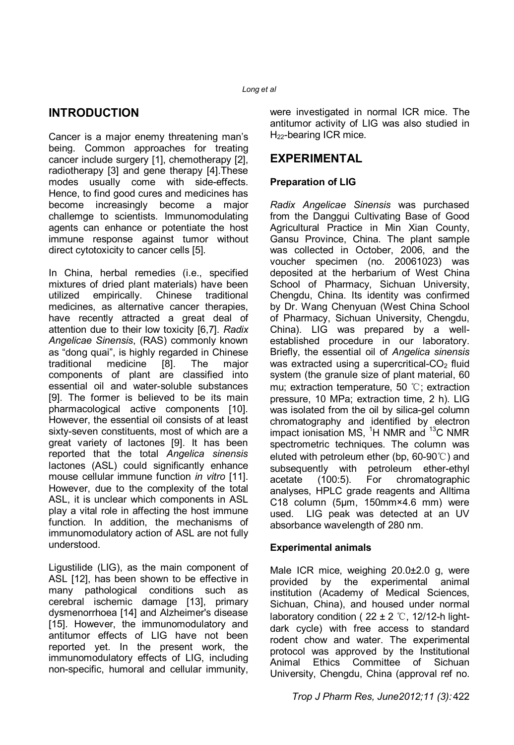## INTRODUCTION

Cancer is a major enemy threatening man's being. Common approaches for treating cancer include surgery [1], chemotherapy [2], radiotherapy [3] and gene therapy [4].These modes usually come with side-effects. Hence, to find good cures and medicines has become increasingly become a major challemge to scientists. Immunomodulating agents can enhance or potentiate the host immune response against tumor without direct cytotoxicity to cancer cells [5].

In China, herbal remedies (i.e., specified mixtures of dried plant materials) have been utilized empirically. Chinese traditional medicines, as alternative cancer therapies, have recently attracted a great deal of attention due to their low toxicity [6,7]. *Radix Angelicae Sinensis*, (RAS) commonly known as "dong quai", is highly regarded in Chinese traditional medicine [8]. The major components of plant are classified into essential oil and water-soluble substances [9]. The former is believed to be its main pharmacological active components [10]. However, the essential oil consists of at least sixty-seven constituents, most of which are a great variety of lactones [9]. It has been reported that the total *Angelica sinensis* lactones (ASL) could significantly enhance mouse cellular immune function *in vitro* [11]. However, due to the complexity of the total ASL, it is unclear which components in ASL play a vital role in affecting the host immune function. In addition, the mechanisms of immunomodulatory action of ASL are not fully understood.

Ligustilide (LIG), as the main component of ASL [12], has been shown to be effective in many pathological conditions such as cerebral ischemic damage [13], primary dysmenorrhoea [14] and Alzheimer's disease [15]. However, the immunomodulatory and antitumor effects of LIG have not been reported yet. In the present work, the immunomodulatory effects of LIG, including non-specific, humoral and cellular immunity, were investigated in normal ICR mice. The antitumor activity of LIG was also studied in $H_{22}$-bearing ICR mice.

## EXPERIMENTAL

### Preparation of LIG

*Radix Angelicae Sinensis* was purchased from the Danggui Cultivating Base of Good Agricultural Practice in Min Xian County, Gansu Province, China. The plant sample was collected in October, 2006, and the voucher specimen (no. 20061023) was deposited at the herbarium of West China School of Pharmacy, Sichuan University, Chengdu, China. Its identity was confirmed by Dr. Wang Chenyuan (West China School of Pharmacy, Sichuan University, Chengdu, China). LIG was prepared by a well-established procedure in our laboratory. Briefly, the essential oil of *Angelica sinensis* was extracted using a supercritical-$CO_2$ fluid system (the granule size of plant material, 60 mu; extraction temperature, 50 ℃; extraction pressure, 10 MPa; extraction time, 2 h). LIG was isolated from the oil by silica-gel column chromatography and identified by electron impact ionisation MS, $^1H$ NMR and $^{13}C$ NMR spectrometric techniques. The column was eluted with petroleum ether (bp, 60-90℃) and subsequently with petroleum ether-ethyl acetate (100:5). For chromatographic analyses, HPLC grade reagents and Alltima C18 column (5μm, 150mm×4.6 mm) were used. LIG peak was detected at an UV absorbance wavelength of 280 nm.

### Experimental animals

Male ICR mice, weighing 20.0±2.0 g, were provided by the experimental animal institution (Academy of Medical Sciences, Sichuan, China), and housed under normal laboratory condition ( 22 ± 2 ℃, 12/12-h light-dark cycle) with free access to standard rodent chow and water. The experimental protocol was approved by the Institutional Animal Ethics Committee of Sichuan University, Chengdu, China (approval ref no.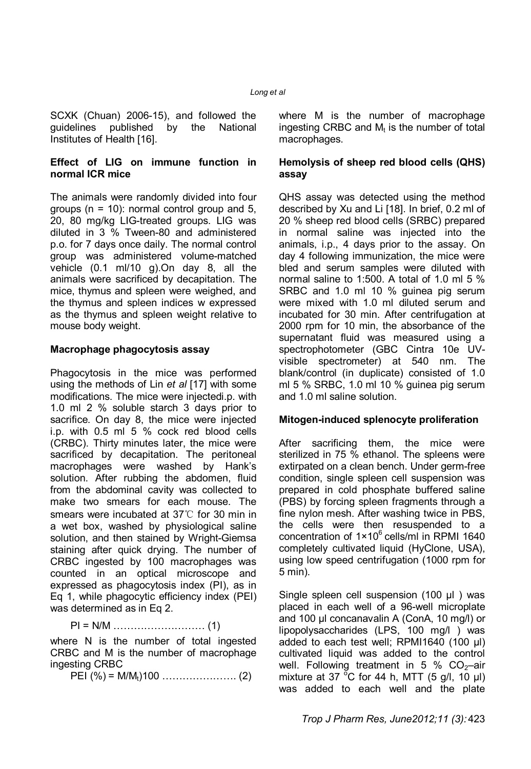SCXK (Chuan) 2006-15), and followed the guidelines published by the National Institutes of Health [16].

**Effect of LIG on immune function in normal ICR mice**

The animals were randomly divided into four groups (n = 10): normal control group and 5, 20, 80 mg/kg LIG-treated groups. LIG was diluted in 3 % Tween-80 and administered p.o. for 7 days once daily. The normal control group was administered volume-matched vehicle (0.1 ml/10 g).On day 8, all the animals were sacrificed by decapitation. The mice, thymus and spleen were weighed, and the thymus and spleen indices w expressed as the thymus and spleen weight relative to mouse body weight.

**Macrophage phagocytosis assay**

Phagocytosis in the mice was performed using the methods of Lin *et al* [17] with some modifications. The mice were injectedi.p. with 1.0 ml 2 % soluble starch 3 days prior to sacrifice. On day 8, the mice were injected i.p. with 0.5 ml 5 % cock red blood cells (CRBC). Thirty minutes later, the mice were sacrificed by decapitation. The peritoneal macrophages were washed by Hank's solution. After rubbing the abdomen, fluid from the abdominal cavity was collected to make two smears for each mouse. The smears were incubated at 37℃ for 30 min in a wet box, washed by physiological saline solution, and then stained by Wright-Giemsa staining after quick drying. The number of CRBC ingested by 100 macrophages was counted in an optical microscope and expressed as phagocytosis index (PI), as in Eq 1, while phagocytic efficiency index (PEI) was determined as in Eq 2.

$$PI = N/M \qquad (1)$$

where N is the number of total ingested CRBC and M is the number of macrophage ingesting CRBC

$$PEI\ (\%) = M/M_t)100 \qquad (2)$$

where M is the number of macrophage ingesting CRBC and $M_t$ is the number of total macrophages.

**Hemolysis of sheep red blood cells (QHS) assay**

QHS assay was detected using the method described by Xu and Li [18]. In brief, 0.2 ml of 20 % sheep red blood cells (SRBC) prepared in normal saline was injected into the animals, i.p., 4 days prior to the assay. On day 4 following immunization, the mice were bled and serum samples were diluted with normal saline to 1:500. A total of 1.0 ml 5 % SRBC and 1.0 ml 10 % guinea pig serum were mixed with 1.0 ml diluted serum and incubated for 30 min. After centrifugation at 2000 rpm for 10 min, the absorbance of the supernatant fluid was measured using a spectrophotometer (GBC Cintra 10e UV-visible spectrometer) at 540 nm. The blank/control (in duplicate) consisted of 1.0 ml 5 % SRBC, 1.0 ml 10 % guinea pig serum and 1.0 ml saline solution.

**Mitogen-induced splenocyte proliferation**

After sacrificing them, the mice were sterilized in 75 % ethanol. The spleens were extirpated on a clean bench. Under germ-free condition, single spleen cell suspension was prepared in cold phosphate buffered saline (PBS) by forcing spleen fragments through a fine nylon mesh. After washing twice in PBS, the cells were then resuspended to a concentration of $1 \times 10^6$ cells/ml in RPMI 1640 completely cultivated liquid (HyClone, USA), using low speed centrifugation (1000 rpm for 5 min).

Single spleen cell suspension (100 µl ) was placed in each well of a 96-well microplate and 100 µl concanavalin A (ConA, 10 mg/l) or lipopolysaccharides (LPS, 100 mg/l ) was added to each test well; RPMI1640 (100 µl) cultivated liquid was added to the control well. Following treatment in 5 % $CO_2$–air mixture at 37 °C for 44 h, MTT (5 g/l, 10 µl) was added to each well and the plate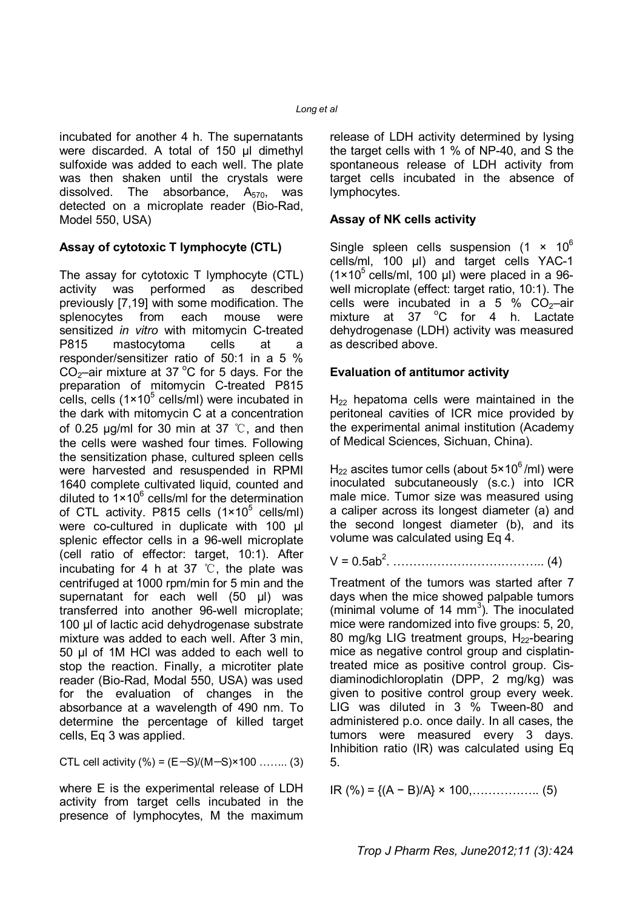incubated for another 4 h. The supernatants were discarded. A total of 150 µl dimethyl sulfoxide was added to each well. The plate was then shaken until the crystals were dissolved. The absorbance, $A_{570}$, was detected on a microplate reader (Bio-Rad, Model 550, USA)

**Assay of cytotoxic T lymphocyte (CTL)**

The assay for cytotoxic T lymphocyte (CTL) activity was performed as described previously [7,19] with some modification. The splenocytes from each mouse were sensitized *in vitro* with mitomycin C-treated P815 mastocytoma cells at a responder/sensitizer ratio of 50:1 in a 5 % $CO_2$–air mixture at 37 °C for 5 days. For the preparation of mitomycin C-treated P815 cells, cells ($1\times10^5$ cells/ml) were incubated in the dark with mitomycin C at a concentration of 0.25 µg/ml for 30 min at 37 ℃, and then the cells were washed four times. Following the sensitization phase, cultured spleen cells were harvested and resuspended in RPMI 1640 complete cultivated liquid, counted and diluted to $1\times10^6$ cells/ml for the determination of CTL activity. P815 cells ($1\times10^5$ cells/ml) were co-cultured in duplicate with 100 µl splenic effector cells in a 96-well microplate (cell ratio of effector: target, 10:1). After incubating for 4 h at 37 ℃, the plate was centrifuged at 1000 rpm/min for 5 min and the supernatant for each well (50 µl) was transferred into another 96-well microplate; 100 µl of lactic acid dehydrogenase substrate mixture was added to each well. After 3 min, 50 µl of 1M HCl was added to each well to stop the reaction. Finally, a microtiter plate reader (Bio-Rad, Modal 550, USA) was used for the evaluation of changes in the absorbance at a wavelength of 490 nm. To determine the percentage of killed target cells, Eq 3 was applied.

$$\text{CTL cell activity (\%)} = (E - S)/(M - S)\times100 \quad \text{........ (3)}$$

where E is the experimental release of LDH activity from target cells incubated in the presence of lymphocytes, M the maximum release of LDH activity determined by lysing the target cells with 1 % of NP-40, and S the spontaneous release of LDH activity from target cells incubated in the absence of lymphocytes.

**Assay of NK cells activity**

Single spleen cells suspension ($1 \times 10^6$ cells/ml, 100 µl) and target cells YAC-1 ($1\times10^5$ cells/ml, 100 µl) were placed in a 96-well microplate (effect: target ratio, 10:1). The cells were incubated in a 5 % $CO_2$–air mixture at 37 °C for 4 h. Lactate dehydrogenase (LDH) activity was measured as described above.

**Evaluation of antitumor activity**

$H_{22}$ hepatoma cells were maintained in the peritoneal cavities of ICR mice provided by the experimental animal institution (Academy of Medical Sciences, Sichuan, China).

$H_{22}$ ascites tumor cells (about $5\times10^6$/ml) were inoculated subcutaneously (s.c.) into ICR male mice. Tumor size was measured using a caliper across its longest diameter (a) and the second longest diameter (b), and its volume was calculated using Eq 4.

$$V = 0.5ab^2. \quad \text{.................................. (4)}$$

Treatment of the tumors was started after 7 days when the mice showed palpable tumors (minimal volume of 14 $mm^3$). The inoculated mice were randomized into five groups: 5, 20, 80 mg/kg LIG treatment groups, $H_{22}$-bearing mice as negative control group and cisplatin-treated mice as positive control group. Cis-diaminodichloroplatin (DPP, 2 mg/kg) was given to positive control group every week. LIG was diluted in 3 % Tween-80 and administered p.o. once daily. In all cases, the tumors were measured every 3 days. Inhibition ratio (IR) was calculated using Eq 5.

$$\text{IR (\%)} = \{(A - B)/A\} \times 100, \quad \text{................. (5)}$$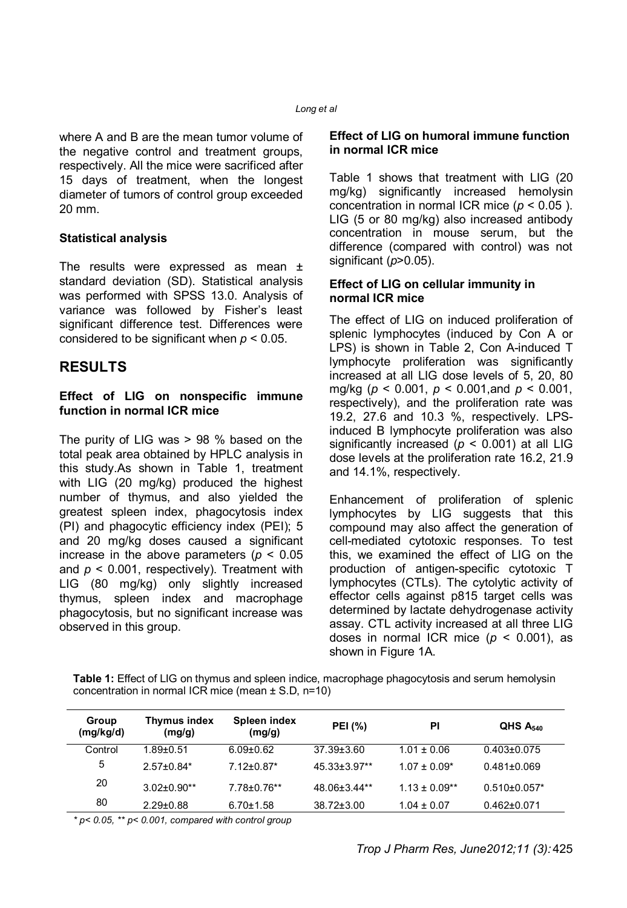where A and B are the mean tumor volume of the negative control and treatment groups, respectively. All the mice were sacrificed after 15 days of treatment, when the longest diameter of tumors of control group exceeded 20 mm.

### Statistical analysis

The results were expressed as mean ± standard deviation (SD). Statistical analysis was performed with SPSS 13.0. Analysis of variance was followed by Fisher's least significant difference test. Differences were considered to be significant when $p < 0.05$.

## RESULTS

### Effect of LIG on nonspecific immune function in normal ICR mice

The purity of LIG was > 98 % based on the total peak area obtained by HPLC analysis in this study.As shown in Table 1, treatment with LIG (20 mg/kg) produced the highest number of thymus, and also yielded the greatest spleen index, phagocytosis index (PI) and phagocytic efficiency index (PEI); 5 and 20 mg/kg doses caused a significant increase in the above parameters ($p < 0.05$ and $p < 0.001$, respectively). Treatment with LIG (80 mg/kg) only slightly increased thymus, spleen index and macrophage phagocytosis, but no significant increase was observed in this group.

### Effect of LIG on humoral immune function in normal ICR mice

Table 1 shows that treatment with LIG (20 mg/kg) significantly increased hemolysin concentration in normal ICR mice ($p < 0.05$ ). LIG (5 or 80 mg/kg) also increased antibody concentration in mouse serum, but the difference (compared with control) was not significant ($p > 0.05$).

### Effect of LIG on cellular immunity in normal ICR mice

The effect of LIG on induced proliferation of splenic lymphocytes (induced by Con A or LPS) is shown in Table 2, Con A-induced T lymphocyte proliferation was significantly increased at all LIG dose levels of 5, 20, 80 mg/kg ($p < 0.001$, $p < 0.001$,and $p < 0.001$, respectively), and the proliferation rate was 19.2, 27.6 and 10.3 %, respectively. LPS-induced B lymphocyte proliferation was also significantly increased ($p < 0.001$) at all LIG dose levels at the proliferation rate 16.2, 21.9 and 14.1%, respectively.

Enhancement of proliferation of splenic lymphocytes by LIG suggests that this compound may also affect the generation of cell-mediated cytotoxic responses. To test this, we examined the effect of LIG on the production of antigen-specific cytotoxic T lymphocytes (CTLs). The cytolytic activity of effector cells against p815 target cells was determined by lactate dehydrogenase activity assay. CTL activity increased at all three LIG doses in normal ICR mice ($p < 0.001$), as shown in Figure 1A.

**Table 1:** Effect of LIG on thymus and spleen indice, macrophage phagocytosis and serum hemolysin concentration in normal ICR mice (mean ± S.D, n=10)

| Group (mg/kg/d) | Thymus index (mg/g) | Spleen index (mg/g) | PEI (%) | PI | QHS $A_{540}$ |
|---|---|---|---|---|---|
| Control | 1.89±0.51 | 6.09±0.62 | 37.39±3.60 | 1.01 ± 0.06 | 0.403±0.075 |
| 5 | 2.57±0.84* | 7.12±0.87* | 45.33±3.97** | 1.07 ± 0.09* | 0.481±0.069 |
| 20 | 3.02±0.90** | 7.78±0.76** | 48.06±3.44** | 1.13 ± 0.09** | 0.510±0.057* |
| 80 | 2.29±0.88 | 6.70±1.58 | 38.72±3.00 | 1.04 ± 0.07 | 0.462±0.071 |

*\* p< 0.05, \*\* p< 0.001, compared with control group*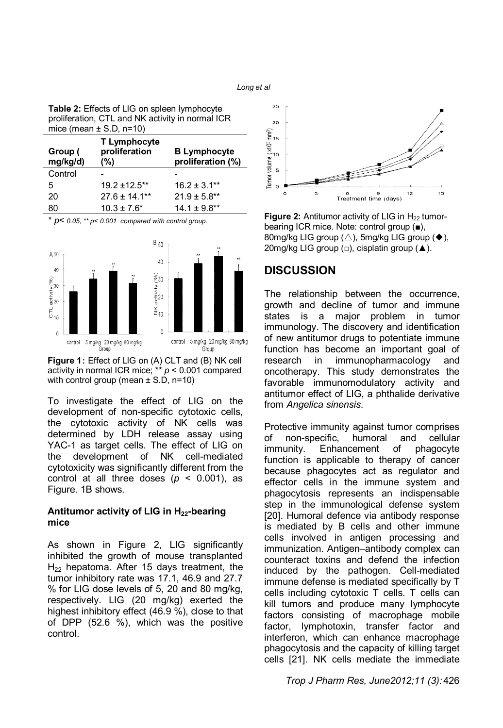**Table 2:** Effects of LIG on spleen lymphocyte proliferation, CTL and NK activity in normal ICR mice (mean ± S.D, n=10)

| Group (mg/kg/d) | T Lymphocyte proliferation (%) | B Lymphocyte proliferation (%) |
|---|---|---|
| Control | - | - |
| 5 | 19.2 ±12.5** | 16.2 ± 3.1** |
| 20 | 27.6 ± 14.1** | 21.9 ± 5.8** |
| 80 | 10.3 ± 7.6* | 14.1 ± 9.8** |

* $p < 0.05$, ** $p < 0.001$ compared with control group.

**Figure 1:** Effect of LIG on (A) CLT and (B) NK cell activity in normal ICR mice; ** $p < 0.001$ compared with control group (mean ± S.D, n=10)

To investigate the effect of LIG on the development of non-specific cytotoxic cells, the cytotoxic activity of NK cells was determined by LDH release assay using YAC-1 as target cells. The effect of LIG on the development of NK cell-mediated cytotoxicity was significantly different from the control at all three doses ($p < 0.001$), as Figure. 1B shows.

### Antitumor activity of LIG in $H_{22}$-bearing mice

As shown in Figure 2, LIG significantly inhibited the growth of mouse transplanted $H_{22}$ hepatoma. After 15 days treatment, the tumor inhibitory rate was 17.1, 46.9 and 27.7 % for LIG dose levels of 5, 20 and 80 mg/kg, respectively. LIG (20 mg/kg) exerted the highest inhibitory effect (46.9 %), close to that of DPP (52.6 %), which was the positive control.

**Figure 2:** Antitumor activity of LIG in $H_{22}$ tumor-bearing ICR mice. Note: control group (■), 80mg/kg LIG group (△), 5mg/kg LIG group (◆), 20mg/kg LIG group (□), cisplatin group (▲).

## DISCUSSION

The relationship between the occurrence, growth and decline of tumor and immune states is a major problem in tumor immunology. The discovery and identification of new antitumor drugs to potentiate immune function has become an important goal of research in immunopharmacology and oncotherapy. This study demonstrates the favorable immunomodulatory activity and antitumor effect of LIG, a phthalide derivative from *Angelica sinensis*.

Protective immunity against tumor comprises of non-specific, humoral and cellular immunity. Enhancement of phagocyte function is applicable to therapy of cancer because phagocytes act as regulator and effector cells in the immune system and phagocytosis represents an indispensable step in the immunological defense system [20]. Humoral defence via antibody response is mediated by B cells and other immune cells involved in antigen processing and immunization. Antigen–antibody complex can counteract toxins and defend the infection induced by the pathogen. Cell-mediated immune defense is mediated specifically by T cells including cytotoxic T cells. T cells can kill tumors and produce many lymphocyte factors consisting of macrophage mobile factor, lymphotoxin, transfer factor and interferon, which can enhance macrophage phagocytosis and the capacity of killing target cells [21]. NK cells mediate the immediate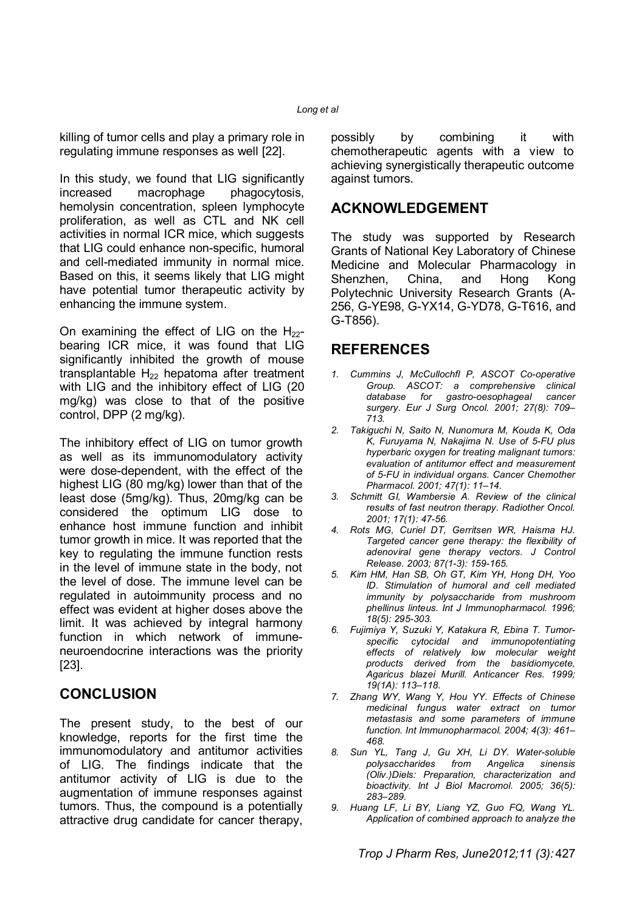killing of tumor cells and play a primary role in regulating immune responses as well [22].

In this study, we found that LIG significantly increased macrophage phagocytosis, hemolysin concentration, spleen lymphocyte proliferation, as well as CTL and NK cell activities in normal ICR mice, which suggests that LIG could enhance non-specific, humoral and cell-mediated immunity in normal mice. Based on this, it seems likely that LIG might have potential tumor therapeutic activity by enhancing the immune system.

On examining the effect of LIG on the $H_{22}$-bearing ICR mice, it was found that LIG significantly inhibited the growth of mouse transplantable $H_{22}$ hepatoma after treatment with LIG and the inhibitory effect of LIG (20 mg/kg) was close to that of the positive control, DPP (2 mg/kg).

The inhibitory effect of LIG on tumor growth as well as its immunomodulatory activity were dose-dependent, with the effect of the highest LIG (80 mg/kg) lower than that of the least dose (5mg/kg). Thus, 20mg/kg can be considered the optimum LIG dose to enhance host immune function and inhibit tumor growth in mice. It was reported that the key to regulating the immune function rests in the level of immune state in the body, not the level of dose. The immune level can be regulated in autoimmunity process and no effect was evident at higher doses above the limit. It was achieved by integral harmony function in which network of immune-neuroendocrine interactions was the priority [23].

## CONCLUSION

The present study, to the best of our knowledge, reports for the first time the immunomodulatory and antitumor activities of LIG. The findings indicate that the antitumor activity of LIG is due to the augmentation of immune responses against tumors. Thus, the compound is a potentially attractive drug candidate for cancer therapy, possibly by combining it with chemotherapeutic agents with a view to achieving synergistically therapeutic outcome against tumors.

## ACKNOWLEDGEMENT

The study was supported by Research Grants of National Key Laboratory of Chinese Medicine and Molecular Pharmacology in Shenzhen, China, and Hong Kong Polytechnic University Research Grants (A-256, G-YE98, G-YX14, G-YD78, G-T616, and G-T856).

## REFERENCES

1. *Cummins J, McCullochfl P, ASCOT Co-operative Group. ASCOT: a comprehensive clinical database for gastro-oesophageal cancer surgery. Eur J Surg Oncol. 2001; 27(8): 709–713.*
2. *Takiguchi N, Saito N, Nunomura M, Kouda K, Oda K, Furuyama N, Nakajima N. Use of 5-FU plus hyperbaric oxygen for treating malignant tumors: evaluation of antitumor effect and measurement of 5-FU in individual organs. Cancer Chemother Pharmacol. 2001; 47(1): 11–14.*
3. *Schmitt GI, Wambersie A. Review of the clinical results of fast neutron therapy. Radiother Oncol. 2001; 17(1): 47-56.*
4. *Rots MG, Curiel DT, Gerritsen WR, Haisma HJ. Targeted cancer gene therapy: the flexibility of adenoviral gene therapy vectors. J Control Release. 2003; 87(1-3): 159-165.*
5. *Kim HM, Han SB, Oh GT, Kim YH, Hong DH, Yoo ID. Stimulation of humoral and cell mediated immunity by polysaccharide from mushroom phellinus linteus. Int J Immunopharmacol. 1996; 18(5): 295-303.*
6. *Fujimiya Y, Suzuki Y, Katakura R, Ebina T. Tumor-specific cytocidal and immunopotentiating effects of relatively low molecular weight products derived from the basidiomycete, Agaricus blazei Murill. Anticancer Res. 1999; 19(1A): 113–118.*
7. *Zhang WY, Wang Y, Hou YY. Effects of Chinese medicinal fungus water extract on tumor metastasis and some parameters of immune function. Int Immunopharmacol. 2004; 4(3): 461–468.*
8. *Sun YL, Tang J, Gu XH, Li DY. Water-soluble polysaccharides from Angelica sinensis (Oliv.)Diels: Preparation, characterization and bioactivity. Int J Biol Macromol. 2005; 36(5): 283–289.*
9. *Huang LF, Li BY, Liang YZ, Guo FQ, Wang YL. Application of combined approach to analyze the*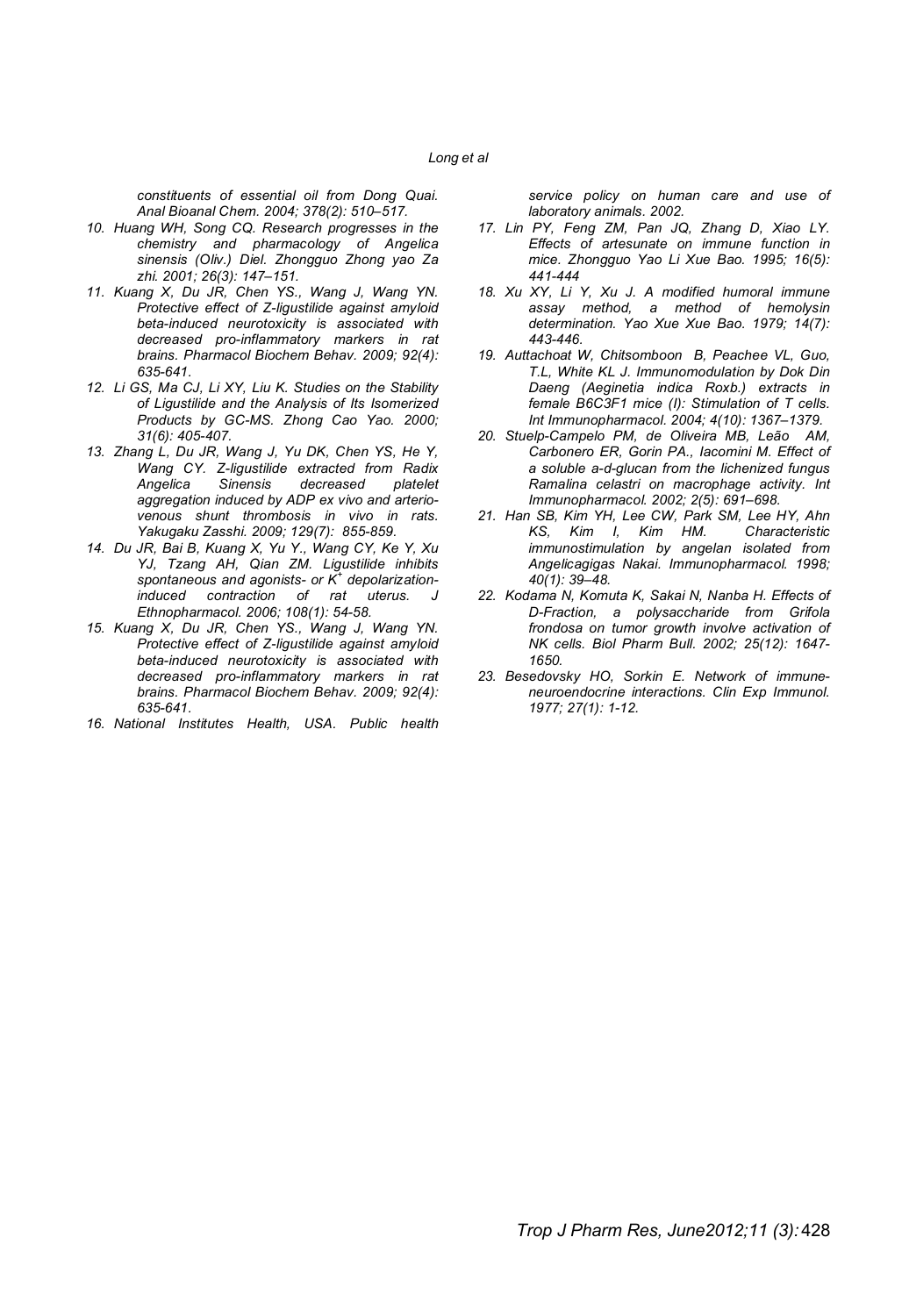constituents of essential oil from Dong Quai. Anal Bioanal Chem. 2004; 378(2): 510–517.

10. Huang WH, Song CQ. Research progresses in the chemistry and pharmacology of Angelica sinensis (Oliv.) Diel. Zhongguo Zhong yao Za zhi. 2001; 26(3): 147–151.
11. Kuang X, Du JR, Chen YS., Wang J, Wang YN. Protective effect of Z-ligustilide against amyloid beta-induced neurotoxicity is associated with decreased pro-inflammatory markers in rat brains. Pharmacol Biochem Behav. 2009; 92(4): 635-641.
12. Li GS, Ma CJ, Li XY, Liu K. Studies on the Stability of Ligustilide and the Analysis of Its Isomerized Products by GC-MS. Zhong Cao Yao. 2000; 31(6): 405-407.
13. Zhang L, Du JR, Wang J, Yu DK, Chen YS, He Y, Wang CY. Z-ligustilide extracted from Radix Angelica Sinensis decreased platelet aggregation induced by ADP ex vivo and arterio-venous shunt thrombosis in vivo in rats. Yakugaku Zasshi. 2009; 129(7): 855-859.
14. Du JR, Bai B, Kuang X, Yu Y., Wang CY, Ke Y, Xu YJ, Tzang AH, Qian ZM. Ligustilide inhibits spontaneous and agonists- or $K^+$ depolarization-induced contraction of rat uterus. J Ethnopharmacol. 2006; 108(1): 54-58.
15. Kuang X, Du JR, Chen YS., Wang J, Wang YN. Protective effect of Z-ligustilide against amyloid beta-induced neurotoxicity is associated with decreased pro-inflammatory markers in rat brains. Pharmacol Biochem Behav. 2009; 92(4): 635-641.
16. National Institutes Health, USA. Public health service policy on human care and use of laboratory animals. 2002.
17. Lin PY, Feng ZM, Pan JQ, Zhang D, Xiao LY. Effects of artesunate on immune function in mice. Zhongguo Yao Li Xue Bao. 1995; 16(5): 441-444
18. Xu XY, Li Y, Xu J. A modified humoral immune assay method, a method of hemolysin determination. Yao Xue Xue Bao. 1979; 14(7): 443-446.
19. Auttachoat W, Chitsomboon B, Peachee VL, Guo, T.L, White KL J. Immunomodulation by Dok Din Daeng (Aeginetia indica Roxb.) extracts in female B6C3F1 mice (I): Stimulation of T cells. Int Immunopharmacol. 2004; 4(10): 1367–1379.
20. Stuelp-Campelo PM, de Oliveira MB, Leão AM, Carbonero ER, Gorin PA., Iacomini M. Effect of a soluble a-d-glucan from the lichenized fungus Ramalina celastri on macrophage activity. Int Immunopharmacol. 2002; 2(5): 691–698.
21. Han SB, Kim YH, Lee CW, Park SM, Lee HY, Ahn KS, Kim I, Kim HM. Characteristic immunostimulation by angelan isolated from Angelicagigas Nakai. Immunopharmacol. 1998; 40(1): 39–48.
22. Kodama N, Komuta K, Sakai N, Nanba H. Effects of D-Fraction, a polysaccharide from Grifola frondosa on tumor growth involve activation of NK cells. Biol Pharm Bull. 2002; 25(12): 1647-1650.
23. Besedovsky HO, Sorkin E. Network of immune-neuroendocrine interactions. Clin Exp Immunol. 1977; 27(1): 1-12.